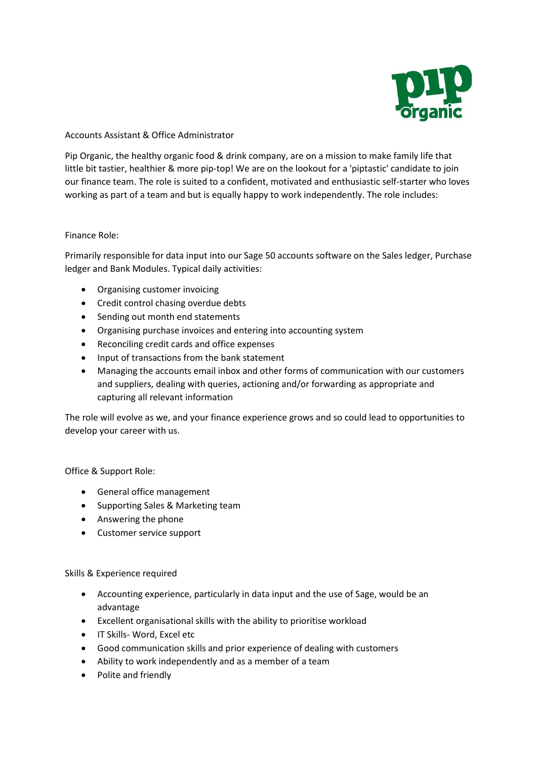# Accounts Assistant & Office Administrator

Pip Organic, the healthy organic food & drink company, are on a mission to make family life that little bit tastier, healthier & more pip-top! We are on the lookout for a 'piptastic' candidate to join our finance team. The role is suited to a confident, motivated and enthusiastic self-starter who loves working as part of a team and but is equally happy to work independently. The role includes:

## Finance Role:

Primarily responsible for data input into our Sage 50 accounts software on the Sales ledger, Purchase ledger and Bank Modules. Typical daily activities:

- Organising customer invoicing
- Credit control chasing overdue debts
- Sending out month end statements
- Organising purchase invoices and entering into accounting system
- Reconciling credit cards and office expenses
- Input of transactions from the bank statement
- Managing the accounts email inbox and other forms of communication with our customers and suppliers, dealing with queries, actioning and/or forwarding as appropriate and capturing all relevant information

The role will evolve as we, and your finance experience grows and so could lead to opportunities to develop your career with us.

## Office & Support Role:

- General office management
- Supporting Sales & Marketing team
- Answering the phone
- Customer service support

## Skills & Experience required

- Accounting experience, particularly in data input and the use of Sage, would be an advantage
- Excellent organisational skills with the ability to prioritise workload
- IT Skills- Word, Excel etc
- Good communication skills and prior experience of dealing with customers
- Ability to work independently and as a member of a team
- Polite and friendly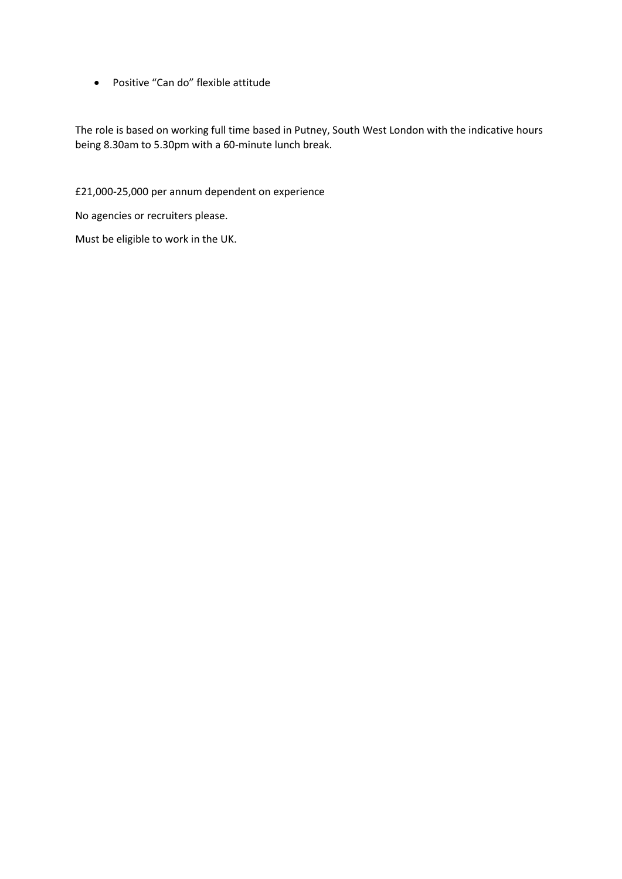- Positive “Can do” flexible attitude

The role is based on working full time based in Putney, South West London with the indicative hours being 8.30am to 5.30pm with a 60-minute lunch break.

£21,000-25,000 per annum dependent on experience

No agencies or recruiters please.

Must be eligible to work in the UK.